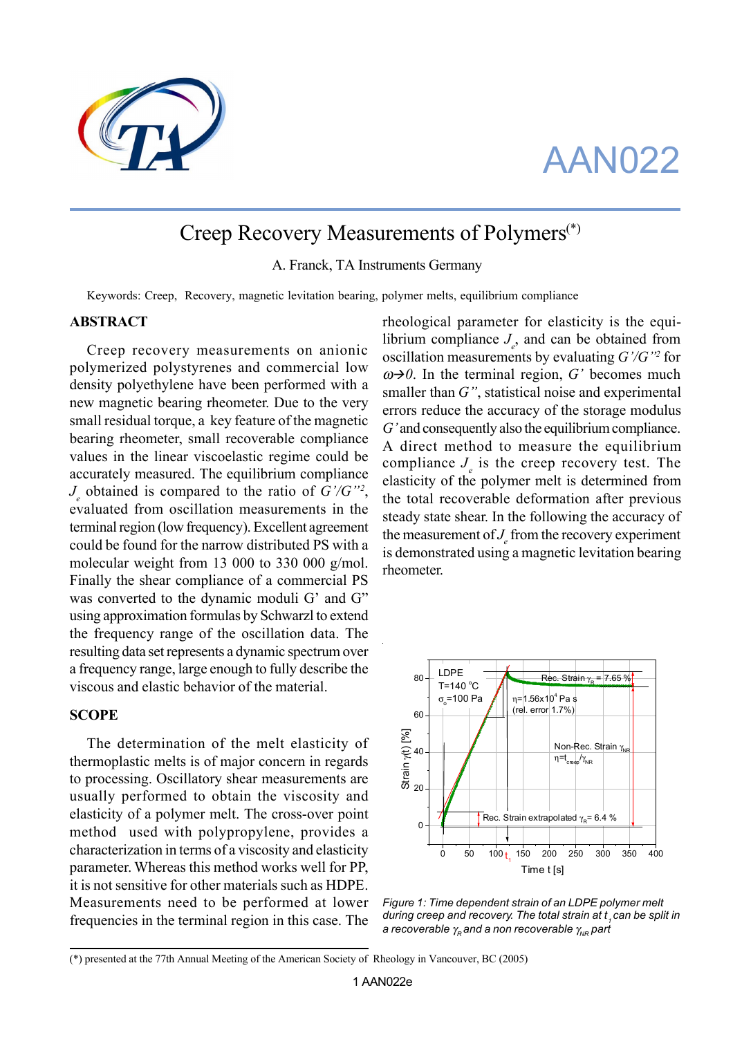AAN022

# Creep Recovery Measurements of Polymers(*)

A. Franck, TA Instruments Germany

Keywords: Creep, Recovery, magnetic levitation bearing, polymer melts, equilibrium compliance

## ABSTRACT

Creep recovery measurements on anionic polymerized polystyrenes and commercial low density polyethylene have been performed with a new magnetic bearing rheometer. Due to the very small residual torque, a key feature of the magnetic bearing rheometer, small recoverable compliance values in the linear viscoelastic regime could be accurately measured. The equilibrium compliance $J_e$ obtained is compared to the ratio of $G'/G''^2$, evaluated from oscillation measurements in the terminal region (low frequency). Excellent agreement could be found for the narrow distributed PS with a molecular weight from 13 000 to 330 000 g/mol. Finally the shear compliance of a commercial PS was converted to the dynamic moduli G' and G" using approximation formulas by Schwarzl to extend the frequency range of the oscillation data. The resulting data set represents a dynamic spectrum over a frequency range, large enough to fully describe the viscous and elastic behavior of the material.

## SCOPE

The determination of the melt elasticity of thermoplastic melts is of major concern in regards to processing. Oscillatory shear measurements are usually performed to obtain the viscosity and elasticity of a polymer melt. The cross-over point method used with polypropylene, provides a characterization in terms of a viscosity and elasticity parameter. Whereas this method works well for PP, it is not sensitive for other materials such as HDPE. Measurements need to be performed at lower frequencies in the terminal region in this case. The rheological parameter for elasticity is the equilibrium compliance $J_e$, and can be obtained from oscillation measurements by evaluating $G'/G''^2$ for $\omega \rightarrow 0$. In the terminal region, $G'$ becomes much smaller than $G''$, statistical noise and experimental errors reduce the accuracy of the storage modulus $G'$ and consequently also the equilibrium compliance. A direct method to measure the equilibrium compliance $J_e$ is the creep recovery test. The elasticity of the polymer melt is determined from the total recoverable deformation after previous steady state shear. In the following the accuracy of the measurement of $J_e$ from the recovery experiment is demonstrated using a magnetic levitation bearing rheometer.

*Figure 1: Time dependent strain of an LDPE polymer melt during creep and recovery. The total strain at $t_1$ can be split in a recoverable $\gamma_R$ and a non recoverable $\gamma_{NR}$ part*

(*) presented at the 77th Annual Meeting of the American Society of Rheology in Vancouver, BC (2005)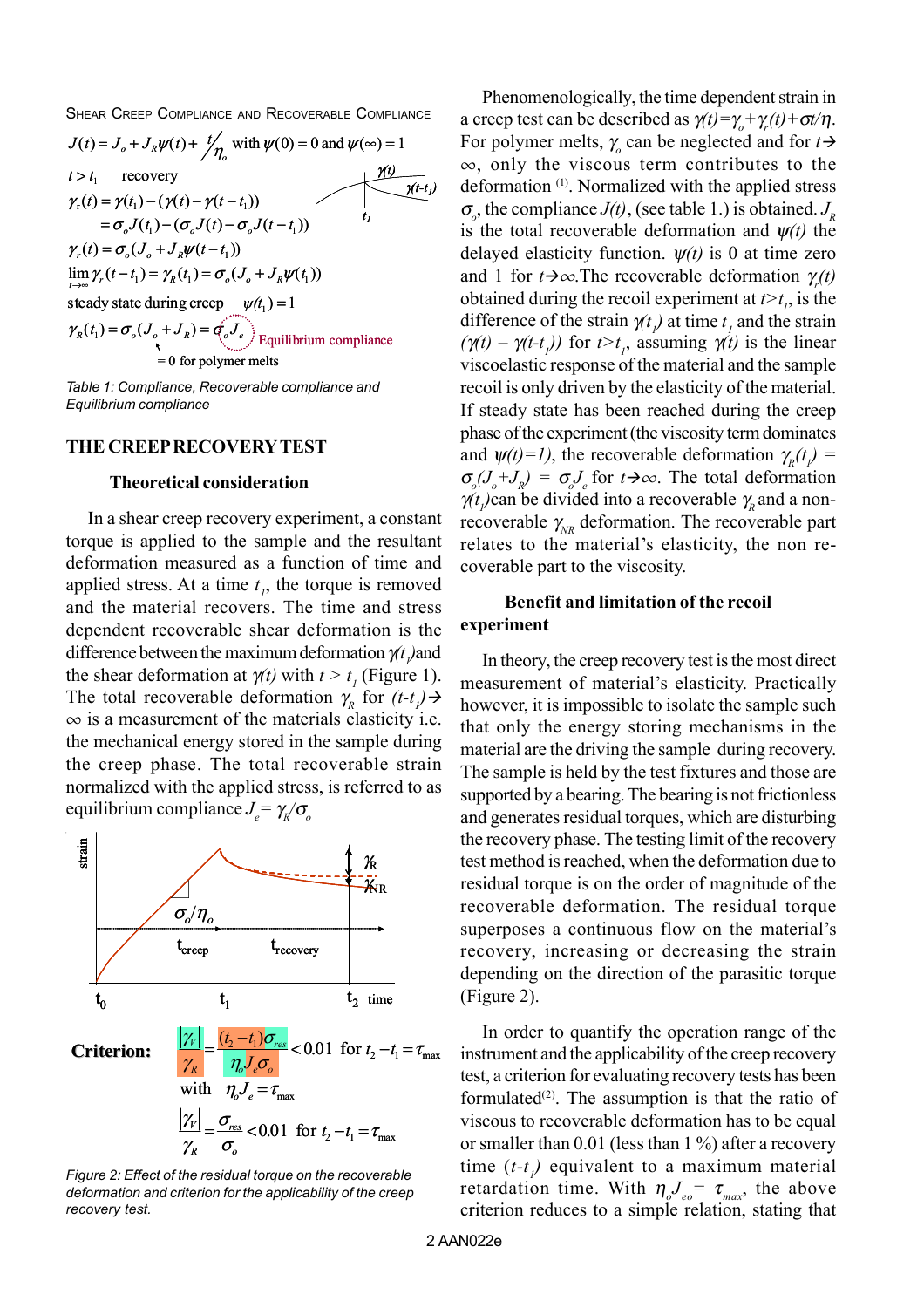SHEAR CREEP COMPLIANCE AND RECOVERABLE COMPLIANCE

$$J(t) = J_o + J_R\psi(t) + t/\eta_o \quad \text{with } \psi(0)=0 \text{ and } \psi(\infty)=1$$

$t > t_1$ recovery

$$\gamma_r(t) = \gamma(t_1) - (\gamma(t) - \gamma(t-t_1))$$
$$= \sigma_o J(t_1) - (\sigma_o J(t) - \sigma_o J(t-t_1))$$
$$\gamma_r(t) = \sigma_o(J_o + J_R\psi(t-t_1))$$
$$\lim_{t\to\infty} \gamma_r(t-t_1) = \gamma_R(t_1) = \sigma_o(J_o + J_R\psi(t_1))$$

steady state during creep $\psi(t_1) = 1$

$$\gamma_R(t_1) = \sigma_o(J_o + J_R) = \sigma_o J_e \quad \text{Equilibrium compliance}$$

$J_o = 0$ for polymer melts

*Table 1: Compliance, Recoverable compliance and Equilibrium compliance*

## THE CREEP RECOVERY TEST

### Theoretical consideration

In a shear creep recovery experiment, a constant torque is applied to the sample and the resultant deformation measured as a function of time and applied stress. At a time $t_1$, the torque is removed and the material recovers. The time and stress dependent recoverable shear deformation is the difference between the maximum deformation $\gamma(t_1)$ and the shear deformation at $\gamma(t)$ with $t > t_1$ (Figure 1). The total recoverable deformation $\gamma_R$ for $(t-t_1)\to\infty$ is a measurement of the materials elasticity i.e. the mechanical energy stored in the sample during the creep phase. The total recoverable strain normalized with the applied stress, is referred to as equilibrium compliance $J_e = \gamma_R/\sigma_o$

**Criterion:**

$$\frac{|\gamma_V|}{\gamma_R} = \frac{(t_2-t_1)\sigma_{res}}{\eta_o J_e \sigma_o} < 0.01 \quad \text{for } t_2 - t_1 = \tau_{max}$$

with $\eta_o J_e = \tau_{max}$

$$\frac{|\gamma_V|}{\gamma_R} = \frac{\sigma_{res}}{\sigma_o} < 0.01 \quad \text{for } t_2 - t_1 = \tau_{max}$$

*Figure 2: Effect of the residual torque on the recoverable deformation and criterion for the applicability of the creep recovery test.*

Phenomenologically, the time dependent strain in a creep test can be described as $\gamma(t) = \gamma_o + \gamma_r(t) + \sigma t/\eta$. For polymer melts, $\gamma_o$ can be neglected and for $t\to\infty$, only the viscous term contributes to the deformation [1]. Normalized with the applied stress $\sigma_o$, the compliance $J(t)$, (see table 1.) is obtained. $J_R$ is the total recoverable deformation and $\psi(t)$ the delayed elasticity function. $\psi(t)$ is 0 at time zero and 1 for $t\to\infty$. The recoverable deformation $\gamma_r(t)$ obtained during the recoil experiment at $t>t_1$, is the difference of the strain $\gamma(t_1)$ at time $t_1$ and the strain $(\gamma(t) - \gamma(t-t_1))$ for $t>t_1$, assuming $\gamma(t)$ is the linear viscoelastic response of the material and the sample recoil is only driven by the elasticity of the material. If steady state has been reached during the creep phase of the experiment (the viscosity term dominates and $\psi(t)=1$), the recoverable deformation $\gamma_R(t_1) = \sigma_o(J_o+J_R) = \sigma_o J_e$ for $t\to\infty$. The total deformation $\gamma(t_1)$ can be divided into a recoverable $\gamma_R$ and a non-recoverable $\gamma_{NR}$ deformation. The recoverable part relates to the material's elasticity, the non recoverable part to the viscosity.

### Benefit and limitation of the recoil experiment

In theory, the creep recovery test is the most direct measurement of material's elasticity. Practically however, it is impossible to isolate the sample such that only the energy storing mechanisms in the material are the driving the sample during recovery. The sample is held by the test fixtures and those are supported by a bearing. The bearing is not frictionless and generates residual torques, which are disturbing the recovery phase. The testing limit of the recovery test method is reached, when the deformation due to residual torque is on the order of magnitude of the recoverable deformation. The residual torque superposes a continuous flow on the material's recovery, increasing or decreasing the strain depending on the direction of the parasitic torque (Figure 2).

In order to quantify the operation range of the instrument and the applicability of the creep recovery test, a criterion for evaluating recovery tests has been formulated[2]. The assumption is that the ratio of viscous to recoverable deformation has to be equal or smaller than 0.01 (less than 1 %) after a recovery time $(t-t_1)$ equivalent to a maximum material retardation time. With $\eta_o J_{eo} = \tau_{max}$, the above criterion reduces to a simple relation, stating that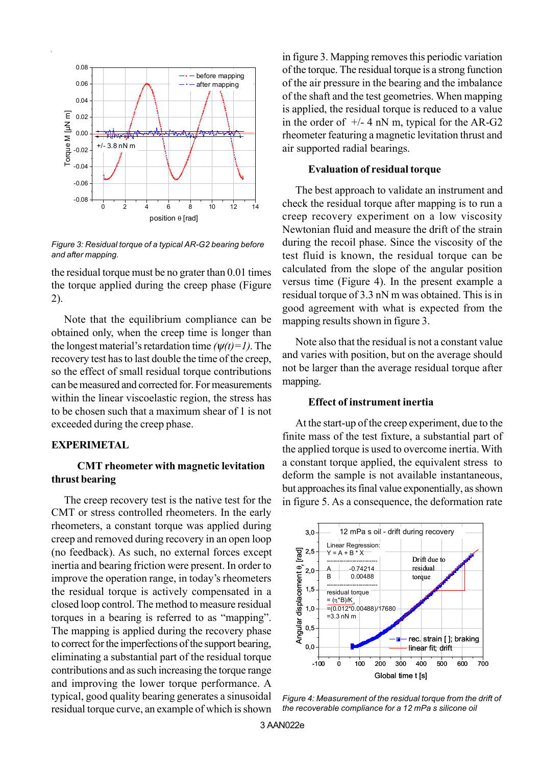Figure 3: Residual torque of a typical AR-G2 bearing before and after mapping.

the residual torque must be no grater than 0.01 times the torque applied during the creep phase (Figure 2).

Note that the equilibrium compliance can be obtained only, when the creep time is longer than the longest material's retardation time *(ψ(t)=1)*. The recovery test has to last double the time of the creep, so the effect of small residual torque contributions can be measured and corrected for. For measurements within the linear viscoelastic region, the stress has to be chosen such that a maximum shear of 1 is not exceeded during the creep phase.

## EXPERIMETAL

### CMT rheometer with magnetic levitation thrust bearing

The creep recovery test is the native test for the CMT or stress controlled rheometers. In the early rheometers, a constant torque was applied during creep and removed during recovery in an open loop (no feedback). As such, no external forces except inertia and bearing friction were present. In order to improve the operation range, in today's rheometers the residual torque is actively compensated in a closed loop control. The method to measure residual torques in a bearing is referred to as "mapping". The mapping is applied during the recovery phase to correct for the imperfections of the support bearing, eliminating a substantial part of the residual torque contributions and as such increasing the torque range and improving the lower torque performance. A typical, good quality bearing generates a sinusoidal residual torque curve, an example of which is shown in figure 3. Mapping removes this periodic variation of the torque. The residual torque is a strong function of the air pressure in the bearing and the imbalance of the shaft and the test geometries. When mapping is applied, the residual torque is reduced to a value in the order of +/- 4 nN m, typical for the AR-G2 rheometer featuring a magnetic levitation thrust and air supported radial bearings.

### Evaluation of residual torque

The best approach to validate an instrument and check the residual torque after mapping is to run a creep recovery experiment on a low viscosity Newtonian fluid and measure the drift of the strain during the recoil phase. Since the viscosity of the test fluid is known, the residual torque can be calculated from the slope of the angular position versus time (Figure 4). In the present example a residual torque of 3.3 nN m was obtained. This is in good agreement with what is expected from the mapping results shown in figure 3.

Note also that the residual is not a constant value and varies with position, but on the average should not be larger than the average residual torque after mapping.

### Effect of instrument inertia

At the start-up of the creep experiment, due to the finite mass of the test fixture, a substantial part of the applied torque is used to overcome inertia. With a constant torque applied, the equivalent stress to deform the sample is not available instantaneous, but approaches its final value exponentially, as shown in figure 5. As a consequence, the deformation rate

Figure 4: Measurement of the residual torque from the drift of the recoverable compliance for a 12 mPa s silicone oil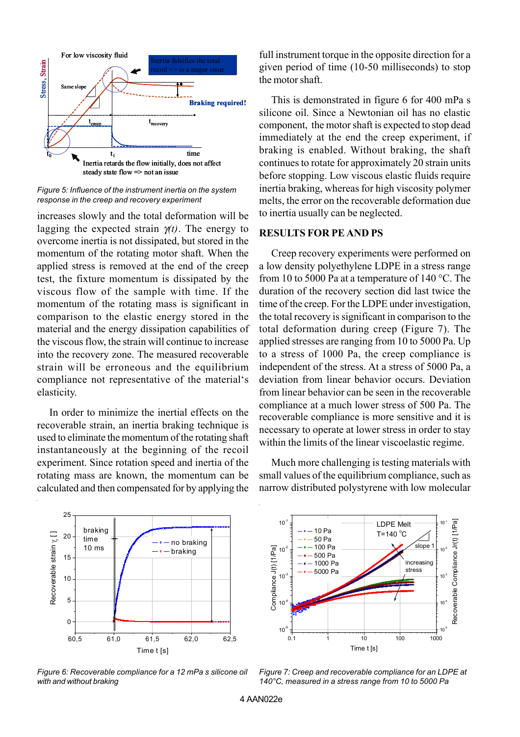Figure 5: Influence of the instrument inertia on the system response in the creep and recovery experiment

increases slowly and the total deformation will be lagging the expected strain $\gamma(t)$. The energy to overcome inertia is not dissipated, but stored in the momentum of the rotating motor shaft. When the applied stress is removed at the end of the creep test, the fixture momentum is dissipated by the viscous flow of the sample with time. If the momentum of the rotating mass is significant in comparison to the elastic energy stored in the material and the energy dissipation capabilities of the viscous flow, the strain will continue to increase into the recovery zone. The measured recoverable strain will be erroneous and the equilibrium compliance not representative of the material's elasticity.

In order to minimize the inertial effects on the recoverable strain, an inertia braking technique is used to eliminate the momentum of the rotating shaft instantaneously at the beginning of the recoil experiment. Since rotation speed and inertia of the rotating mass are known, the momentum can be calculated and then compensated for by applying the full instrument torque in the opposite direction for a given period of time (10-50 milliseconds) to stop the motor shaft.

This is demonstrated in figure 6 for 400 mPa s silicone oil. Since a Newtonian oil has no elastic component, the motor shaft is expected to stop dead immediately at the end the creep experiment, if braking is enabled. Without braking, the shaft continues to rotate for approximately 20 strain units before stopping. Low viscous elastic fluids require inertia braking, whereas for high viscosity polymer melts, the error on the recoverable deformation due to inertia usually can be neglected.

## RESULTS FOR PE AND PS

Creep recovery experiments were performed on a low density polyethylene LDPE in a stress range from 10 to 5000 Pa at a temperature of 140 °C. The duration of the recovery section did last twice the time of the creep. For the LDPE under investigation, the total recovery is significant in comparison to the total deformation during creep (Figure 7). The applied stresses are ranging from 10 to 5000 Pa. Up to a stress of 1000 Pa, the creep compliance is independent of the stress. At a stress of 5000 Pa, a deviation from linear behavior occurs. Deviation from linear behavior can be seen in the recoverable compliance at a much lower stress of 500 Pa. The recoverable compliance is more sensitive and it is necessary to operate at lower stress in order to stay within the limits of the linear viscoelastic regime.

Much more challenging is testing materials with small values of the equilibrium compliance, such as narrow distributed polystyrene with low molecular

Figure 6: Recoverable compliance for a 12 mPa s silicone oil with and without braking

Figure 7: Creep and recoverable compliance for an LDPE at 140°C, measured in a stress range from 10 to 5000 Pa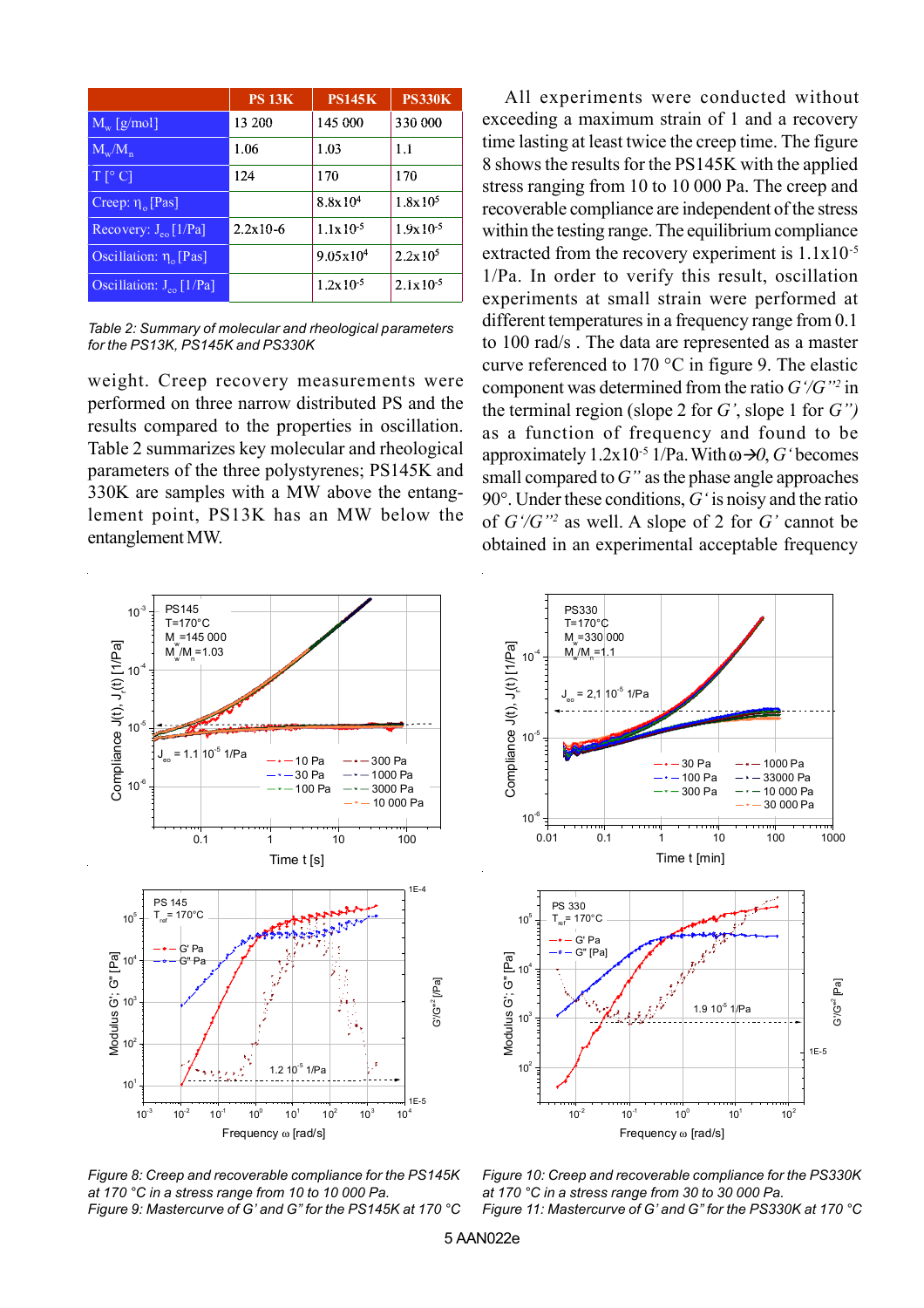| | PS 13K | PS145K | PS330K |
|---|---|---|---|
| $M_w$ [g/mol] | 13 200 | 145 000 | 330 000 |
| $M_w/M_n$ | 1.06 | 1.03 | 1.1 |
| T [° C] | 124 | 170 | 170 |
| Creep: $\eta_o$ [Pas] | | $8.8x10^4$ | $1.8x10^5$ |
| Recovery: $J_{eo}$ [1/Pa] | 2.2x10-6 | $1.1x10^{-5}$ | $1.9x10^{-5}$ |
| Oscillation: $\eta_o$ [Pas] | | $9.05x10^4$ | $2.2x10^5$ |
| Oscillation: $J_{eo}$ [1/Pa] | | $1.2x10^{-5}$ | $2.1x10^{-5}$ |

*Table 2: Summary of molecular and rheological parameters for the PS13K, PS145K and PS330K*

weight. Creep recovery measurements were performed on three narrow distributed PS and the results compared to the properties in oscillation. Table 2 summarizes key molecular and rheological parameters of the three polystyrenes; PS145K and 330K are samples with a MW above the entanglement point, PS13K has an MW below the entanglement MW.

All experiments were conducted without exceeding a maximum strain of 1 and a recovery time lasting at least twice the creep time. The figure 8 shows the results for the PS145K with the applied stress ranging from 10 to 10 000 Pa. The creep and recoverable compliance are independent of the stress within the testing range. The equilibrium compliance extracted from the recovery experiment is $1.1x10^{-5}$ 1/Pa. In order to verify this result, oscillation experiments at small strain were performed at different temperatures in a frequency range from 0.1 to 100 rad/s . The data are represented as a master curve referenced to 170 °C in figure 9. The elastic component was determined from the ratio $G'/G''^2$ in the terminal region (slope 2 for $G'$, slope 1 for $G''$) as a function of frequency and found to be approximately $1.2x10^{-5}$ 1/Pa. With $\omega \rightarrow 0$, $G'$ becomes small compared to $G''$ as the phase angle approaches 90°. Under these conditions, $G'$ is noisy and the ratio of $G'/G''^2$ as well. A slope of 2 for $G'$ cannot be obtained in an experimental acceptable frequency

*Figure 8: Creep and recoverable compliance for the PS145K at 170 °C in a stress range from 10 to 10 000 Pa.*
*Figure 9: Mastercurve of G' and G" for the PS145K at 170 °C*

*Figure 10: Creep and recoverable compliance for the PS330K at 170 °C in a stress range from 30 to 30 000 Pa.*
*Figure 11: Mastercurve of G' and G" for the PS330K at 170 °C*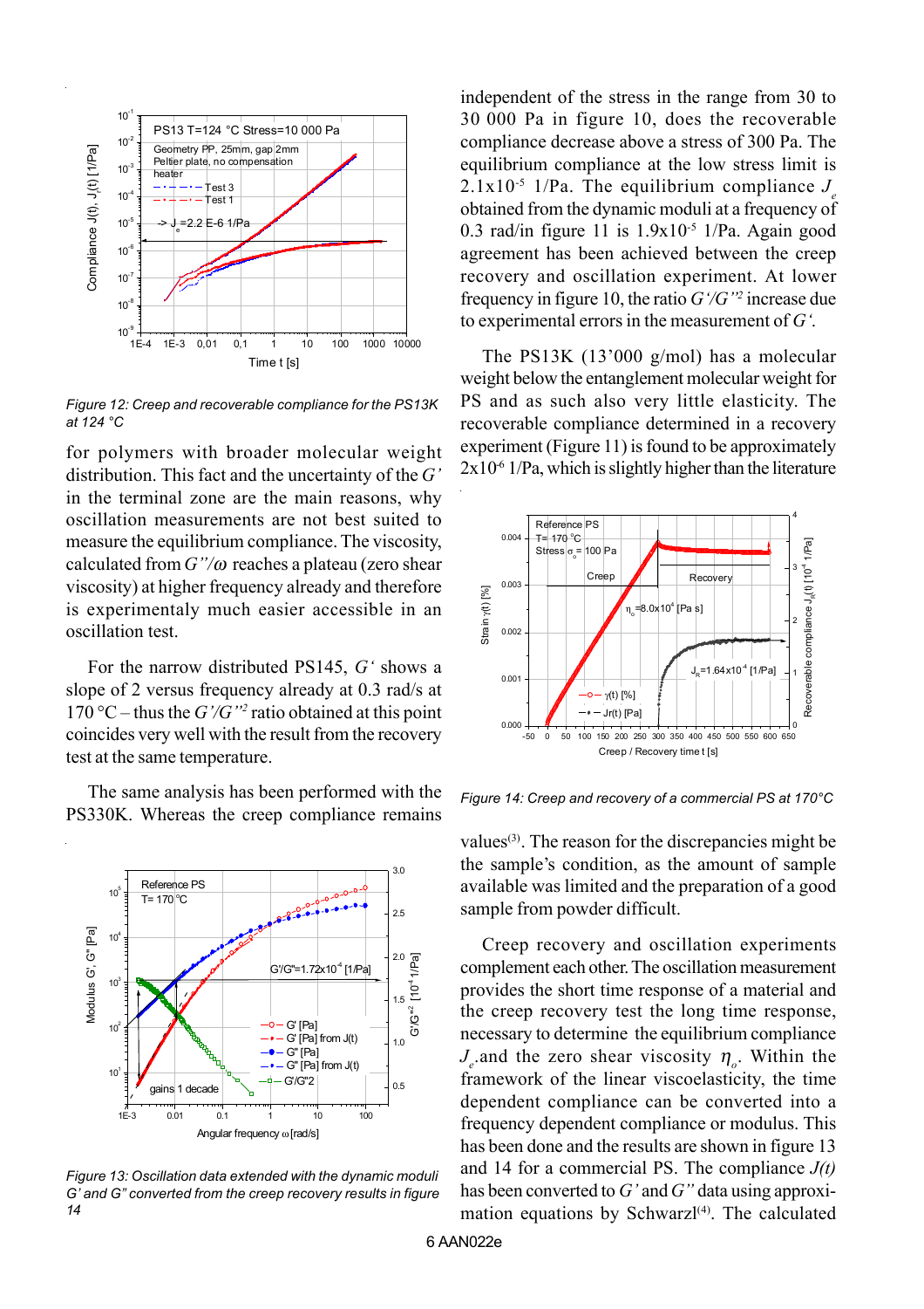Figure 12: Creep and recoverable compliance for the PS13K at 124 °C

for polymers with broader molecular weight distribution. This fact and the uncertainty of the $G'$ in the terminal zone are the main reasons, why oscillation measurements are not best suited to measure the equilibrium compliance. The viscosity, calculated from $G''/\omega$ reaches a plateau (zero shear viscosity) at higher frequency already and therefore is experimentaly much easier accessible in an oscillation test.

For the narrow distributed PS145, $G'$ shows a slope of 2 versus frequency already at 0.3 rad/s at 170 °C – thus the $G'/G''^2$ ratio obtained at this point coincides very well with the result from the recovery test at the same temperature.

The same analysis has been performed with the PS330K. Whereas the creep compliance remains independent of the stress in the range from 30 to 30 000 Pa in figure 10, does the recoverable compliance decrease above a stress of 300 Pa. The equilibrium compliance at the low stress limit is $2.1\times10^{-5}$ 1/Pa. The equilibrium compliance $J_e$ obtained from the dynamic moduli at a frequency of 0.3 rad/in figure 11 is $1.9\times10^{-5}$ 1/Pa. Again good agreement has been achieved between the creep recovery and oscillation experiment. At lower frequency in figure 10, the ratio $G'/G''^2$ increase due to experimental errors in the measurement of $G'$.

The PS13K (13'000 g/mol) has a molecular weight below the entanglement molecular weight for PS and as such also very little elasticity. The recoverable compliance determined in a recovery experiment (Figure 11) is found to be approximately $2\times10^{-6}$ 1/Pa, which is slightly higher than the literature values[3]. The reason for the discrepancies might be the sample's condition, as the amount of sample available was limited and the preparation of a good sample from powder difficult.

Figure 13: Oscillation data extended with the dynamic moduli G' and G" converted from the creep recovery results in figure 14

Figure 14: Creep and recovery of a commercial PS at 170°C

Creep recovery and oscillation experiments complement each other. The oscillation measurement provides the short time response of a material and the creep recovery test the long time response, necessary to determine the equilibrium compliance $J_e$ and the zero shear viscosity $\eta_o$. Within the framework of the linear viscoelasticity, the time dependent compliance can be converted into a frequency dependent compliance or modulus. This has been done and the results are shown in figure 13 and 14 for a commercial PS. The compliance $J(t)$ has been converted to $G'$ and $G''$ data using approximation equations by Schwarzl[4]. The calculated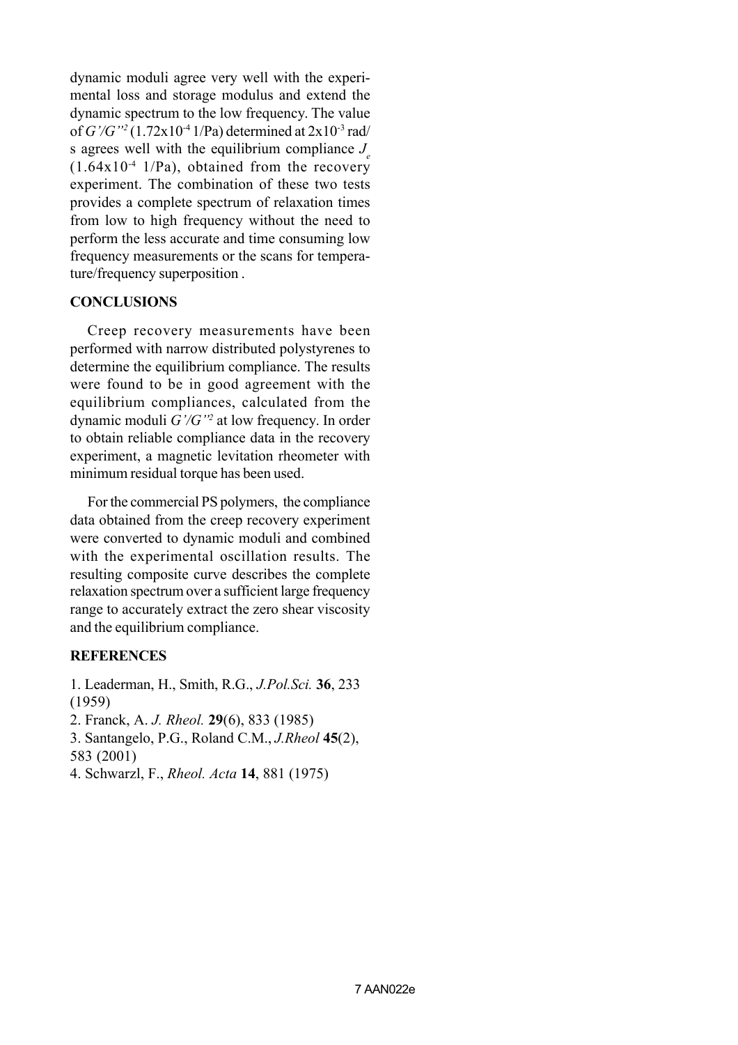dynamic moduli agree very well with the experimental loss and storage modulus and extend the dynamic spectrum to the low frequency. The value of $G'/G''^2$ ($1.72 \times 10^{-4}$ 1/Pa) determined at $2 \times 10^{-3}$ rad/s agrees well with the equilibrium compliance $J_e$ ($1.64 \times 10^{-4}$ 1/Pa), obtained from the recovery experiment. The combination of these two tests provides a complete spectrum of relaxation times from low to high frequency without the need to perform the less accurate and time consuming low frequency measurements or the scans for temperature/frequency superposition .

## CONCLUSIONS

Creep recovery measurements have been performed with narrow distributed polystyrenes to determine the equilibrium compliance. The results were found to be in good agreement with the equilibrium compliances, calculated from the dynamic moduli $G'/G''^2$ at low frequency. In order to obtain reliable compliance data in the recovery experiment, a magnetic levitation rheometer with minimum residual torque has been used.

For the commercial PS polymers, the compliance data obtained from the creep recovery experiment were converted to dynamic moduli and combined with the experimental oscillation results. The resulting composite curve describes the complete relaxation spectrum over a sufficient large frequency range to accurately extract the zero shear viscosity and the equilibrium compliance.

## REFERENCES

1. Leaderman, H., Smith, R.G., *J.Pol.Sci.* **36**, 233 (1959)
2. Franck, A. *J. Rheol.* **29**(6), 833 (1985)
3. Santangelo, P.G., Roland C.M., *J.Rheol* **45**(2), 583 (2001)
4. Schwarzl, F., *Rheol. Acta* **14**, 881 (1975)